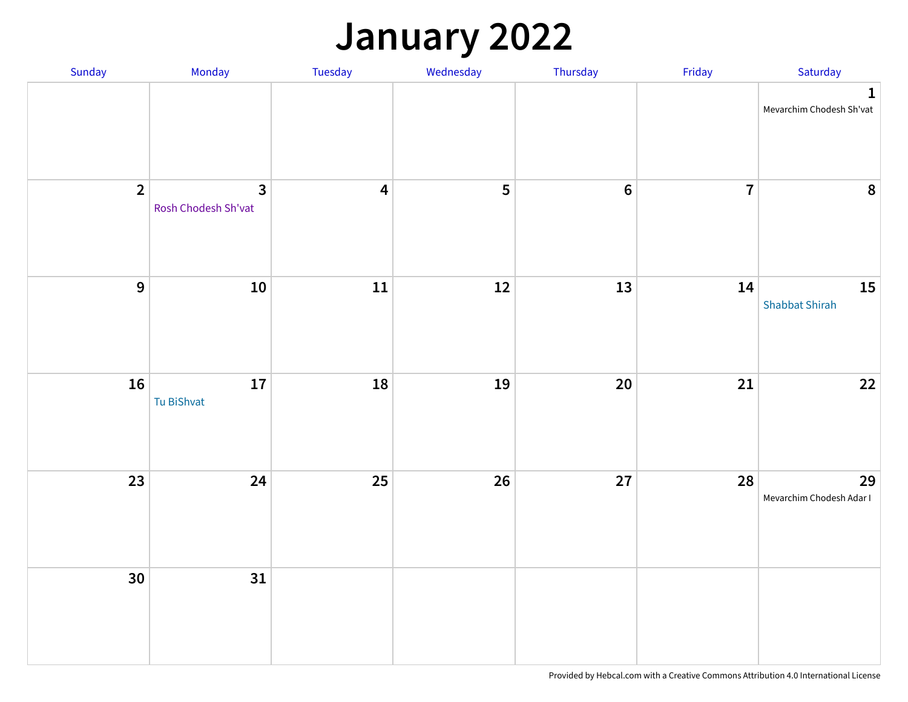# January 2022

| Sunday | Monday | Tuesday | Wednesday | Thursday | Friday | Saturday |
|---|---|---|---|---|---|---|
| | | | | | | 1 Mevarchim Chodesh Sh'vat |
| 2 | 3 Rosh Chodesh Sh'vat | 4 | 5 | 6 | 7 | 8 |
| 9 | 10 | 11 | 12 | 13 | 14 | 15 Shabbat Shirah |
| 16 | 17 Tu BiShvat | 18 | 19 | 20 | 21 | 22 |
| 23 | 24 | 25 | 26 | 27 | 28 | 29 Mevarchim Chodesh Adar I |
| 30 | 31 | | | | | |

Provided by Hebcal.com with a Creative Commons Attribution 4.0 International License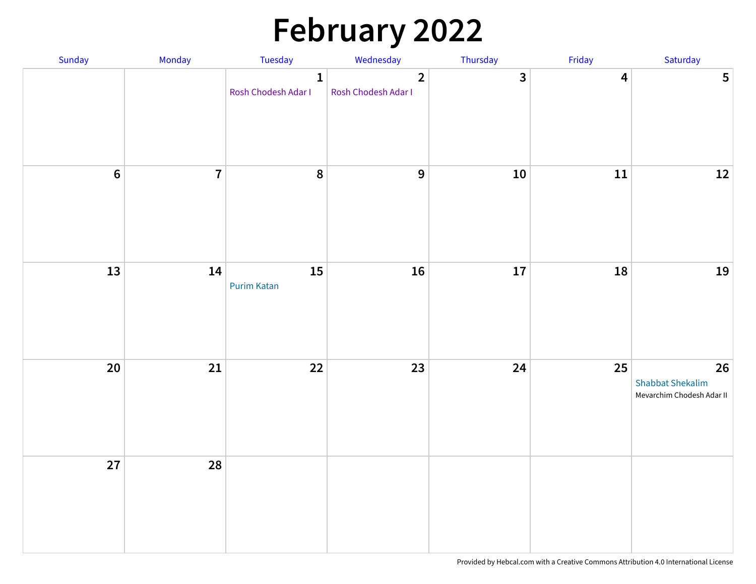# February 2022

| Sunday | Monday | Tuesday | Wednesday | Thursday | Friday | Saturday |
|---|---|---|---|---|---|---|
| | | 1<br>Rosh Chodesh Adar I | 2<br>Rosh Chodesh Adar I | 3 | 4 | 5 |
| 6 | 7 | 8 | 9 | 10 | 11 | 12 |
| 13 | 14 | 15<br>Purim Katan | 16 | 17 | 18 | 19 |
| 20 | 21 | 22 | 23 | 24 | 25 | 26<br>Shabbat Shekalim<br>Mevarchim Chodesh Adar II |
| 27 | 28 | | | | | |

Provided by Hebcal.com with a Creative Commons Attribution 4.0 International License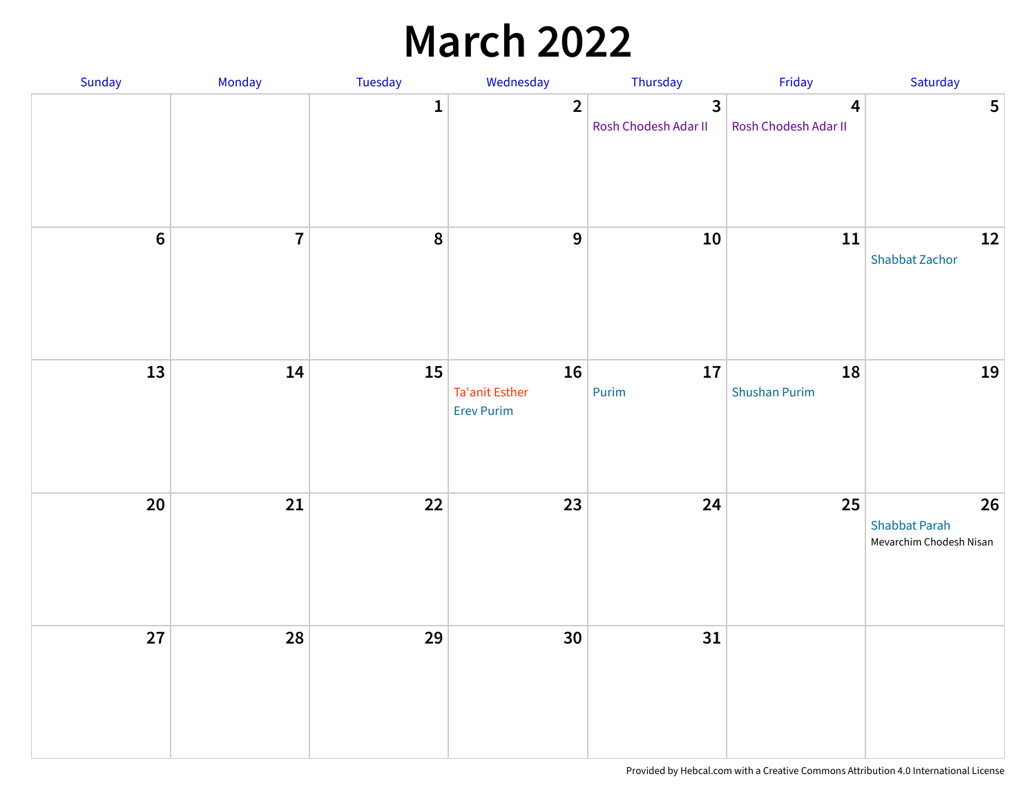# March 2022

| Sunday | Monday | Tuesday | Wednesday | Thursday | Friday | Saturday |
|---|---|---|---|---|---|---|
| | | 1 | 2 | 3<br>Rosh Chodesh Adar II | 4<br>Rosh Chodesh Adar II | 5 |
| 6 | 7 | 8 | 9 | 10 | 11 | 12<br>Shabbat Zachor |
| 13 | 14 | 15 | 16<br>Ta'anit Esther<br>Erev Purim | 17<br>Purim | 18<br>Shushan Purim | 19 |
| 20 | 21 | 22 | 23 | 24 | 25 | 26<br>Shabbat Parah<br>Mevarchim Chodesh Nisan |
| 27 | 28 | 29 | 30 | 31 | | |

Provided by Hebcal.com with a Creative Commons Attribution 4.0 International License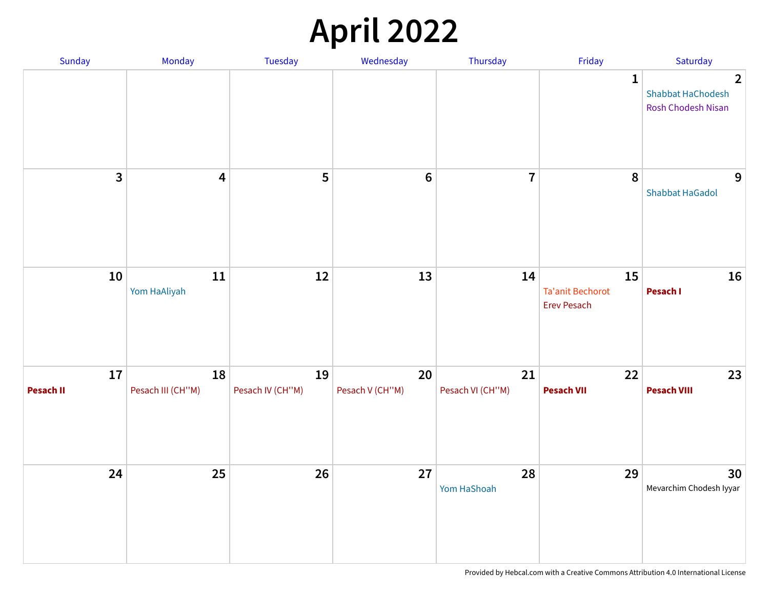# April 2022

| Sunday | Monday | Tuesday | Wednesday | Thursday | Friday | Saturday |
|---|---|---|---|---|---|---|
| | | | | | 1 | 2<br>Shabbat HaChodesh<br>Rosh Chodesh Nisan |
| 3 | 4 | 5 | 6 | 7 | 8 | 9<br>Shabbat HaGadol |
| 10 | 11<br>Yom HaAliyah | 12 | 13 | 14 | 15<br>Ta'anit Bechorot<br>Erev Pesach | 16<br>**Pesach I** |
| 17<br>**Pesach II** | 18<br>Pesach III (CH''M) | 19<br>Pesach IV (CH''M) | 20<br>Pesach V (CH''M) | 21<br>Pesach VI (CH''M) | 22<br>**Pesach VII** | 23<br>**Pesach VIII** |
| 24 | 25 | 26 | 27 | 28<br>Yom HaShoah | 29 | 30<br>Mevarchim Chodesh Iyyar |

Provided by Hebcal.com with a Creative Commons Attribution 4.0 International License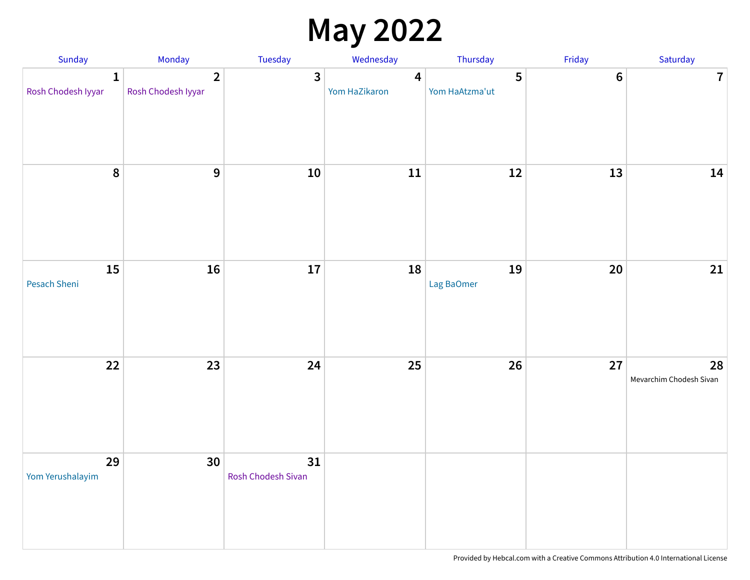# May 2022

| Sunday | Monday | Tuesday | Wednesday | Thursday | Friday | Saturday |
|---|---|---|---|---|---|---|
| 1 Rosh Chodesh Iyyar | 2 Rosh Chodesh Iyyar | 3 | 4 Yom HaZikaron | 5 Yom HaAtzma'ut | 6 | 7 |
| 8 | 9 | 10 | 11 | 12 | 13 | 14 |
| 15 Pesach Sheni | 16 | 17 | 18 | 19 Lag BaOmer | 20 | 21 |
| 22 | 23 | 24 | 25 | 26 | 27 | 28 Mevarchim Chodesh Sivan |
| 29 Yom Yerushalayim | 30 | 31 Rosh Chodesh Sivan | | | | |

Provided by Hebcal.com with a Creative Commons Attribution 4.0 International License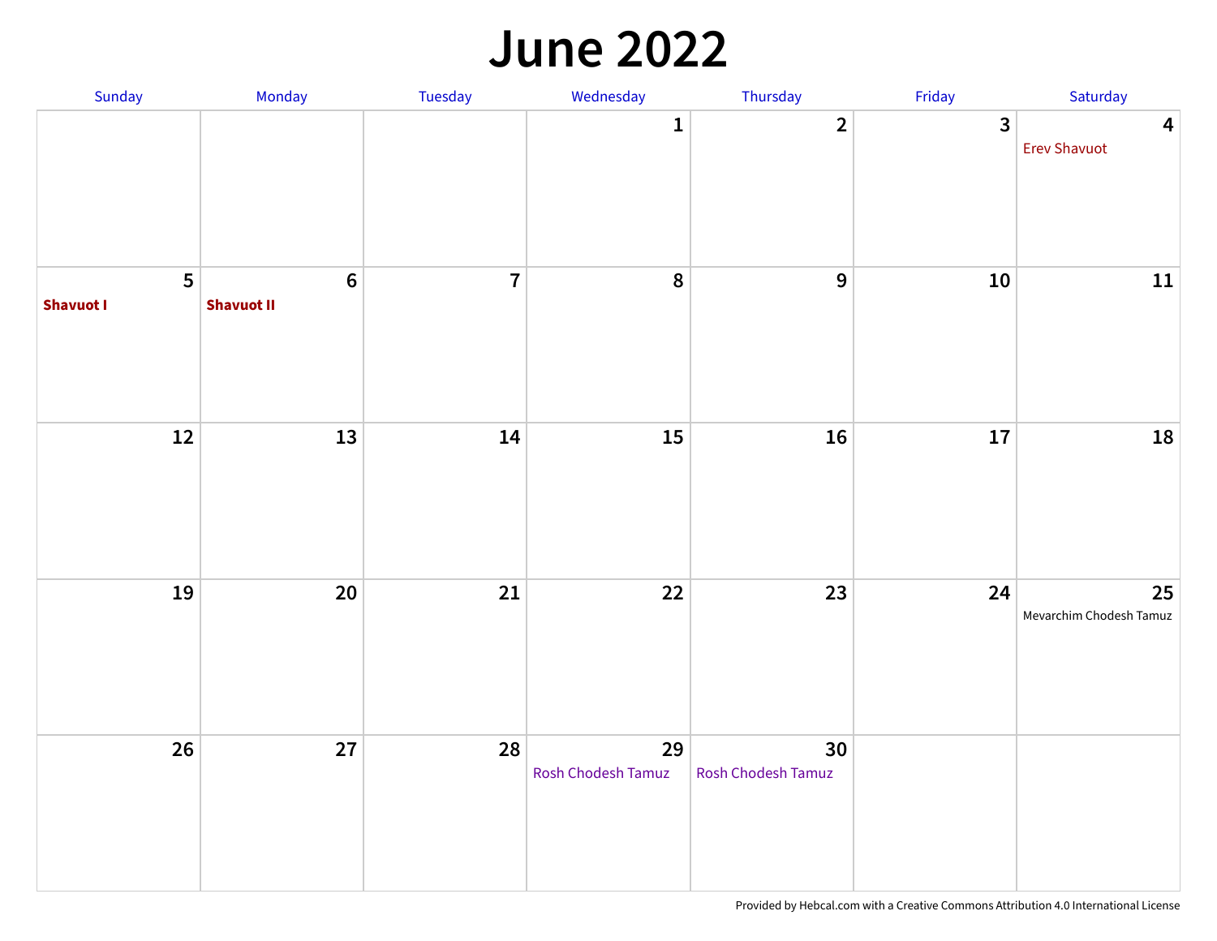# June 2022

| Sunday | Monday | Tuesday | Wednesday | Thursday | Friday | Saturday |
|---|---|---|---|---|---|---|
| | | | 1 | 2 | 3 | 4 Erev Shavuot |
| 5 **Shavuot I** | 6 **Shavuot II** | 7 | 8 | 9 | 10 | 11 |
| 12 | 13 | 14 | 15 | 16 | 17 | 18 |
| 19 | 20 | 21 | 22 | 23 | 24 | 25 Mevarchim Chodesh Tamuz |
| 26 | 27 | 28 | 29 Rosh Chodesh Tamuz | 30 Rosh Chodesh Tamuz | | |

Provided by Hebcal.com with a Creative Commons Attribution 4.0 International License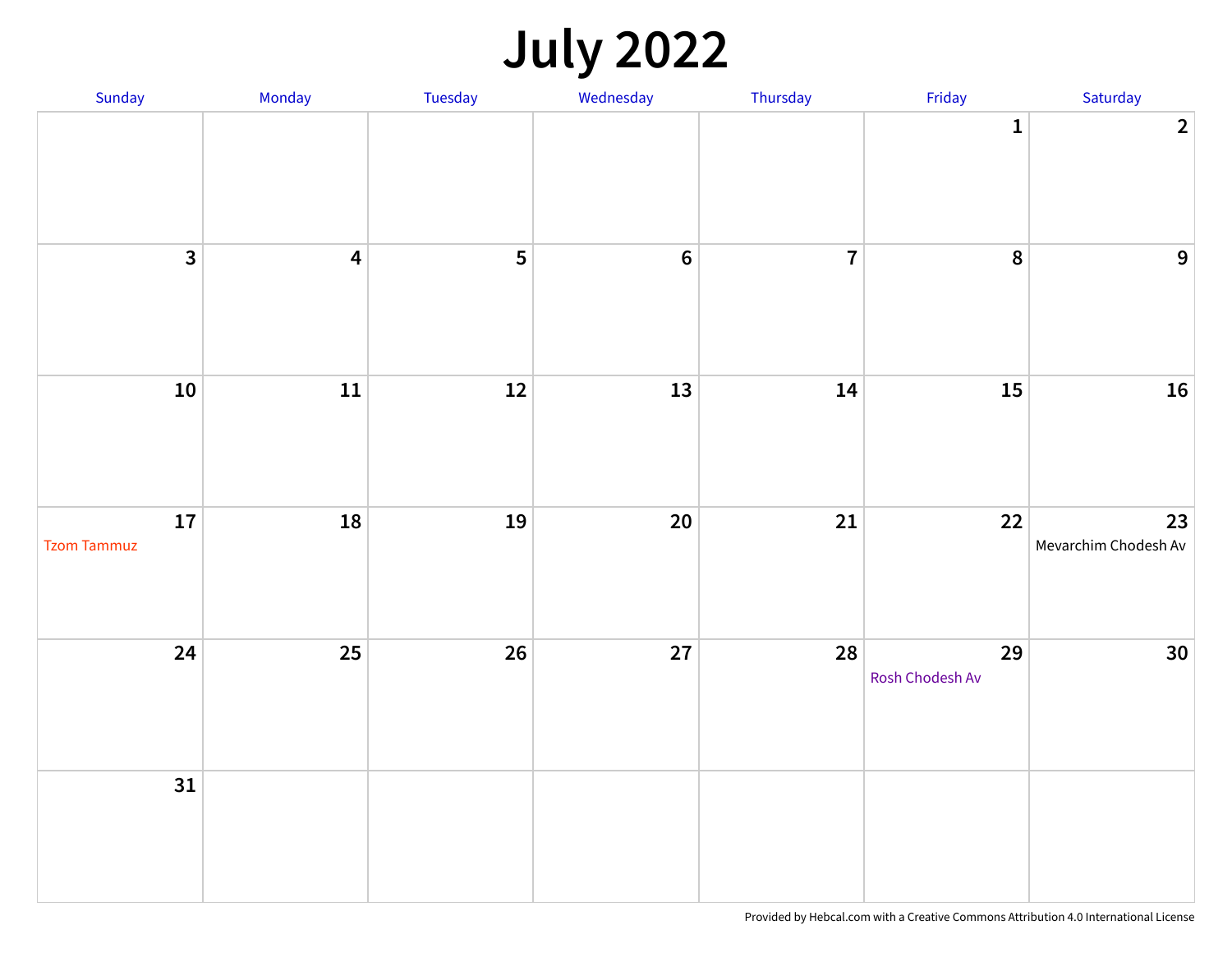# July 2022

| Sunday | Monday | Tuesday | Wednesday | Thursday | Friday | Saturday |
|---|---|---|---|---|---|---|
| | | | | | 1 | 2 |
| 3 | 4 | 5 | 6 | 7 | 8 | 9 |
| 10 | 11 | 12 | 13 | 14 | 15 | 16 |
| 17 Tzom Tammuz | 18 | 19 | 20 | 21 | 22 | 23 Mevarchim Chodesh Av |
| 24 | 25 | 26 | 27 | 28 | 29 Rosh Chodesh Av | 30 |
| 31 | | | | | | |

Provided by Hebcal.com with a Creative Commons Attribution 4.0 International License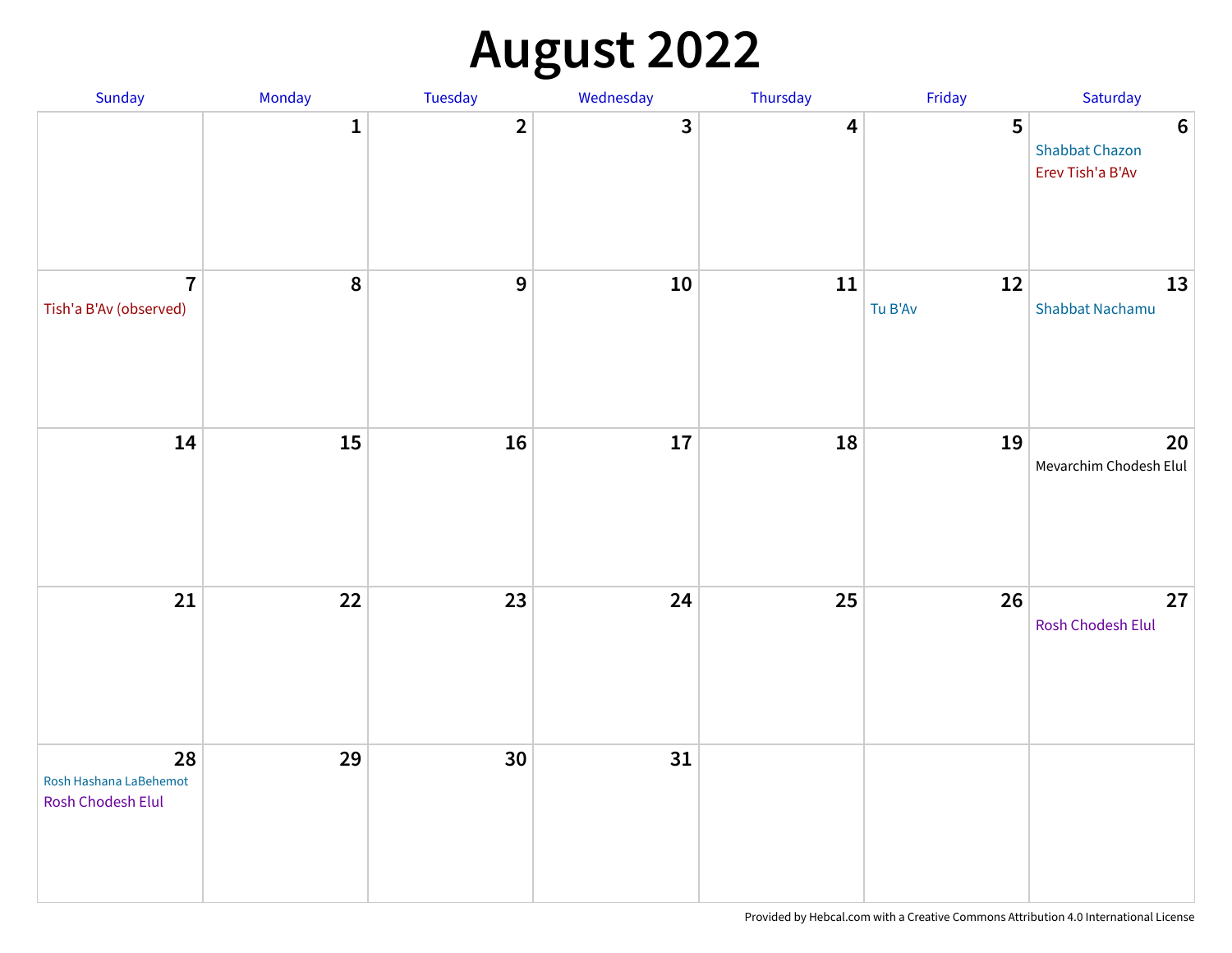# August 2022

| Sunday | Monday | Tuesday | Wednesday | Thursday | Friday | Saturday |
|---|---|---|---|---|---|---|
| | 1 | 2 | 3 | 4 | 5 | 6<br>Shabbat Chazon<br>Erev Tish'a B'Av |
| 7<br>Tish'a B'Av (observed) | 8 | 9 | 10 | 11 | 12<br>Tu B'Av | 13<br>Shabbat Nachamu |
| 14 | 15 | 16 | 17 | 18 | 19 | 20<br>Mevarchim Chodesh Elul |
| 21 | 22 | 23 | 24 | 25 | 26 | 27<br>Rosh Chodesh Elul |
| 28<br>Rosh Hashana LaBehemot<br>Rosh Chodesh Elul | 29 | 30 | 31 | | | |

Provided by Hebcal.com with a Creative Commons Attribution 4.0 International License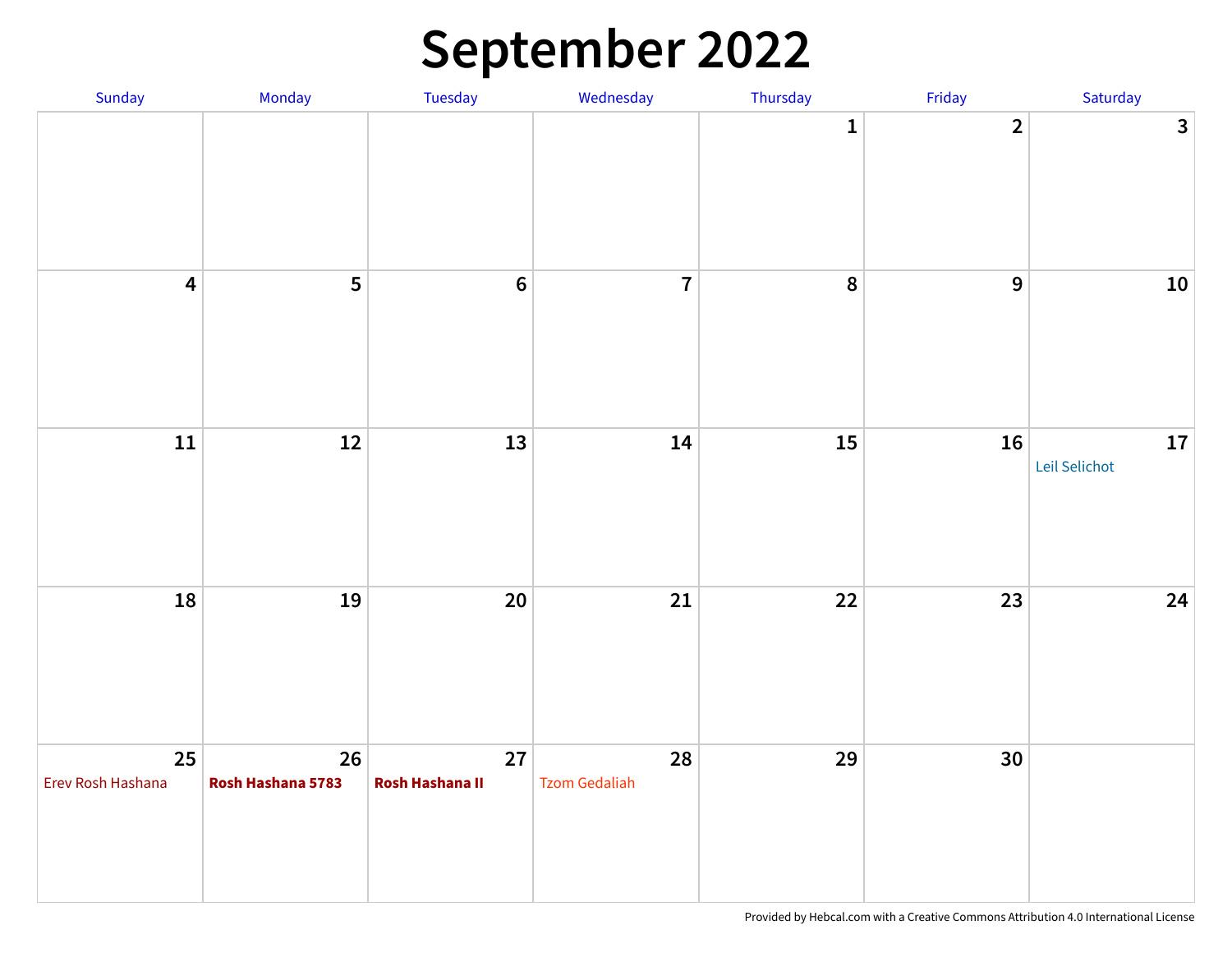# September 2022

| Sunday | Monday | Tuesday | Wednesday | Thursday | Friday | Saturday |
|---|---|---|---|---|---|---|
| | | | | 1 | 2 | 3 |
| 4 | 5 | 6 | 7 | 8 | 9 | 10 |
| 11 | 12 | 13 | 14 | 15 | 16 | 17 Leil Selichot |
| 18 | 19 | 20 | 21 | 22 | 23 | 24 |
| 25 Erev Rosh Hashana | 26 **Rosh Hashana 5783** | 27 **Rosh Hashana II** | 28 Tzom Gedaliah | 29 | 30 | |

Provided by Hebcal.com with a Creative Commons Attribution 4.0 International License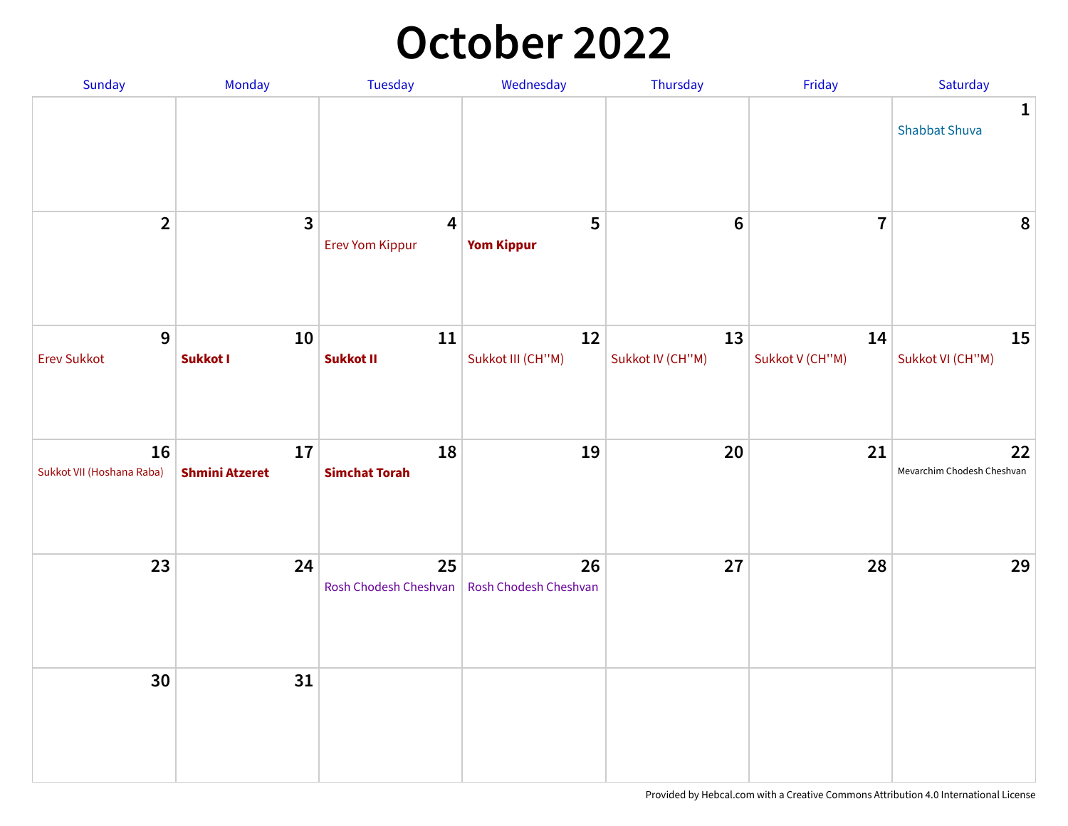# October 2022

| Sunday | Monday | Tuesday | Wednesday | Thursday | Friday | Saturday |
|---|---|---|---|---|---|---|
| | | | | | | 1<br>Shabbat Shuva |
| 2 | 3 | 4<br>Erev Yom Kippur | 5<br>**Yom Kippur** | 6 | 7 | 8 |
| 9<br>Erev Sukkot | 10<br>**Sukkot I** | 11<br>**Sukkot II** | 12<br>Sukkot III (CH''M) | 13<br>Sukkot IV (CH''M) | 14<br>Sukkot V (CH''M) | 15<br>Sukkot VI (CH''M) |
| 16<br>Sukkot VII (Hoshana Raba) | 17<br>**Shmini Atzeret** | 18<br>**Simchat Torah** | 19 | 20 | 21 | 22<br>Mevarchim Chodesh Cheshvan |
| 23 | 24 | 25<br>Rosh Chodesh Cheshvan | 26<br>Rosh Chodesh Cheshvan | 27 | 28 | 29 |
| 30 | 31 | | | | | |

Provided by Hebcal.com with a Creative Commons Attribution 4.0 International License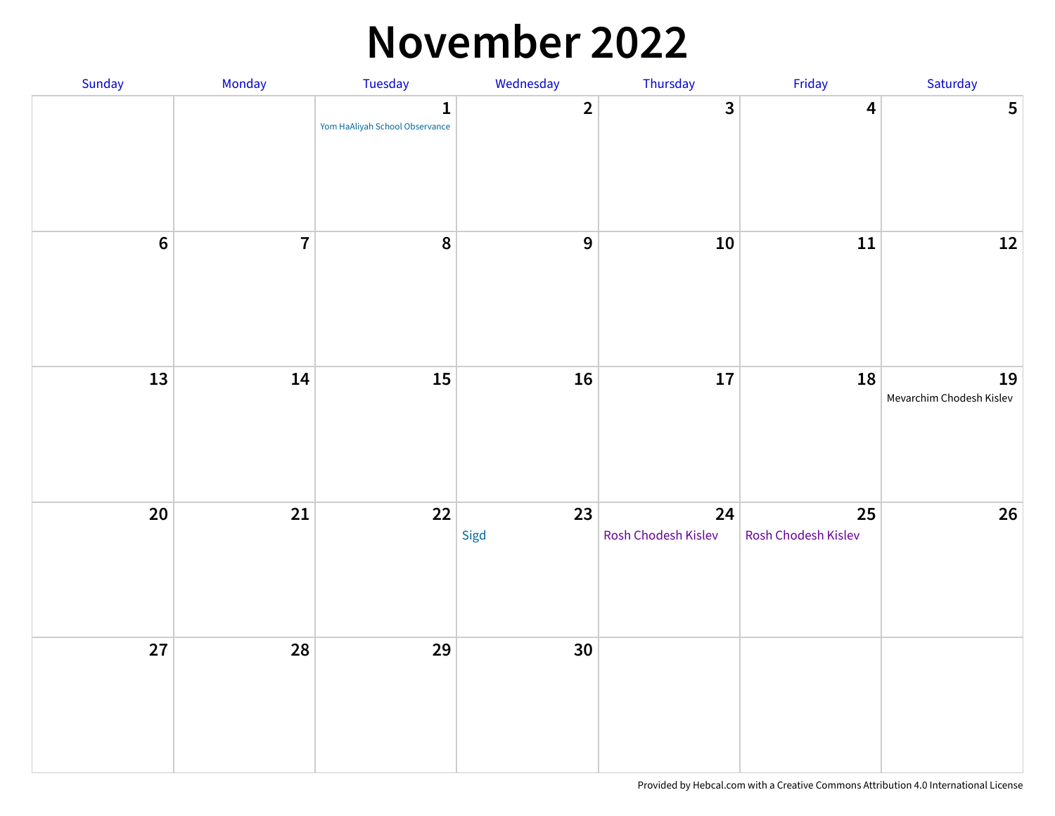# November 2022

| Sunday | Monday | Tuesday | Wednesday | Thursday | Friday | Saturday |
|---|---|---|---|---|---|---|
| | | 1 Yom HaAliyah School Observance | 2 | 3 | 4 | 5 |
| 6 | 7 | 8 | 9 | 10 | 11 | 12 |
| 13 | 14 | 15 | 16 | 17 | 18 | 19 Mevarchim Chodesh Kislev |
| 20 | 21 | 22 | 23 Sigd | 24 Rosh Chodesh Kislev | 25 Rosh Chodesh Kislev | 26 |
| 27 | 28 | 29 | 30 | | | |

Provided by Hebcal.com with a Creative Commons Attribution 4.0 International License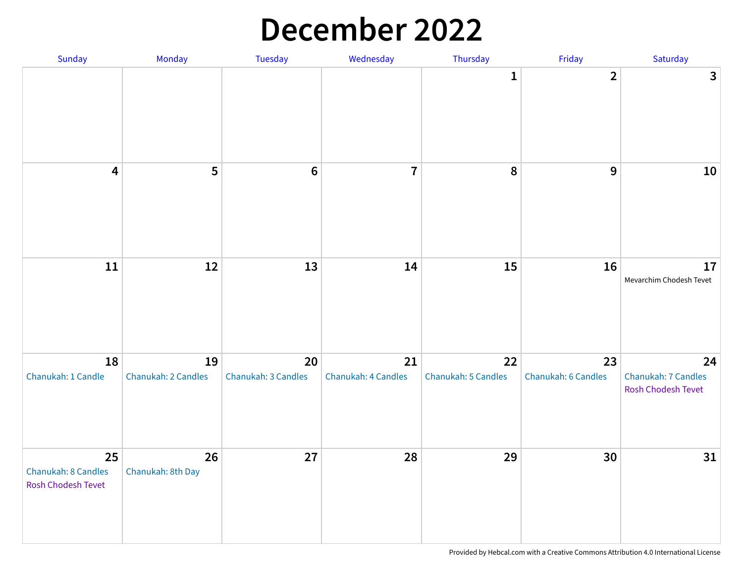# December 2022

| Sunday | Monday | Tuesday | Wednesday | Thursday | Friday | Saturday |
|---|---|---|---|---|---|---|
| | | | | 1 | 2 | 3 |
| 4 | 5 | 6 | 7 | 8 | 9 | 10 |
| 11 | 12 | 13 | 14 | 15 | 16 | 17 Mevarchim Chodesh Tevet |
| 18 Chanukah: 1 Candle | 19 Chanukah: 2 Candles | 20 Chanukah: 3 Candles | 21 Chanukah: 4 Candles | 22 Chanukah: 5 Candles | 23 Chanukah: 6 Candles | 24 Chanukah: 7 Candles Rosh Chodesh Tevet |
| 25 Chanukah: 8 Candles Rosh Chodesh Tevet | 26 Chanukah: 8th Day | 27 | 28 | 29 | 30 | 31 |

Provided by Hebcal.com with a Creative Commons Attribution 4.0 International License